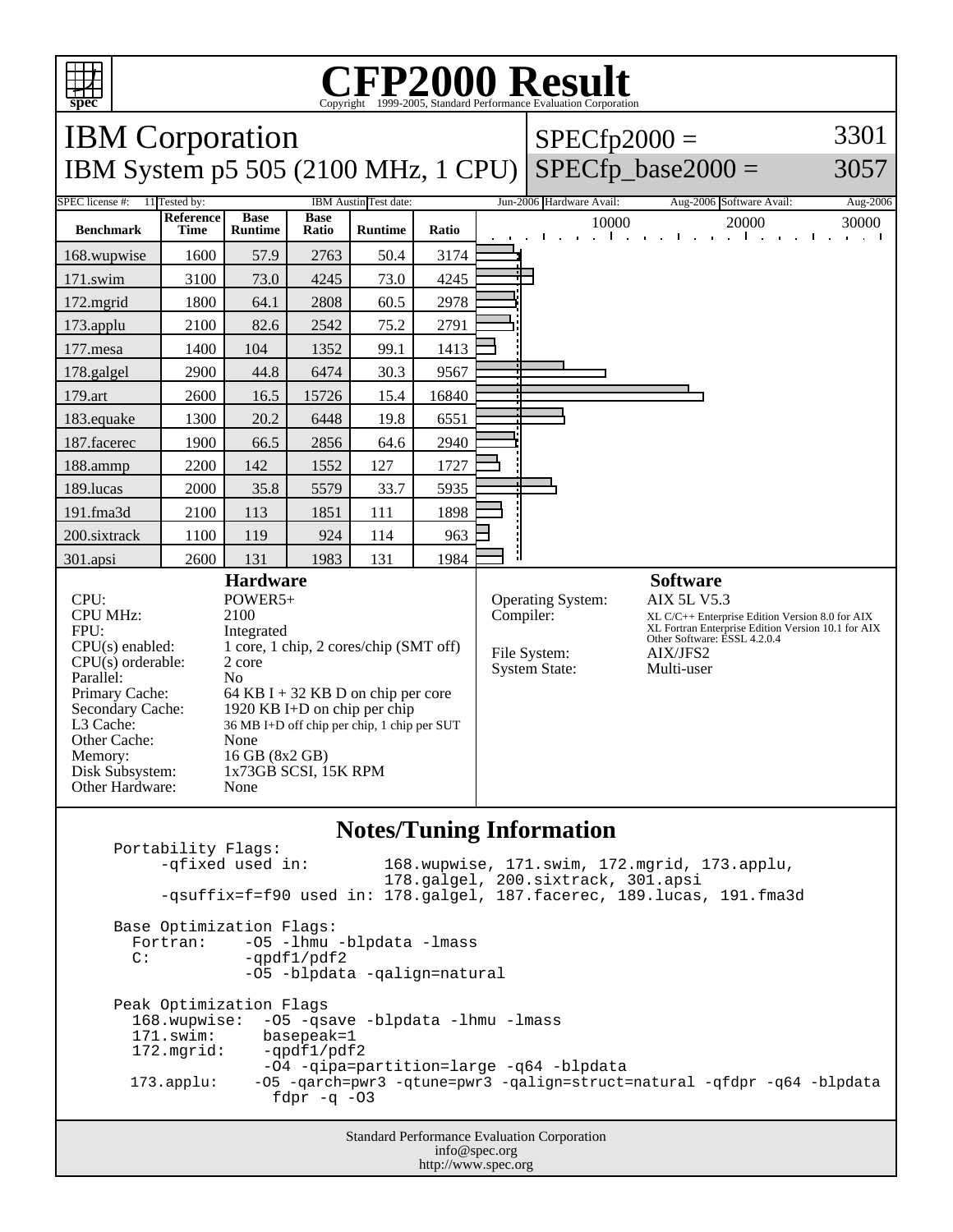# CFP2000 Result

Copyright 1999-2005, Standard Performance Evaluation Corporation

## IBM Corporation

## IBM System p5 505 (2100 MHz, 1 CPU)

SPECfp2000 = 3301

SPECfp_base2000 = 3057

SPEC license #: 11 | Tested by: IBM Austin | Test date: Jun-2006 | Hardware Avail: Aug-2006 | Software Avail: Aug-2006

| Benchmark | Reference Time | Base Runtime | Base Ratio | Runtime | Ratio |
|---|---|---|---|---|---|
| 168.wupwise | 1600 | 57.9 | 2763 | 50.4 | 3174 |
| 171.swim | 3100 | 73.0 | 4245 | 73.0 | 4245 |
| 172.mgrid | 1800 | 64.1 | 2808 | 60.5 | 2978 |
| 173.applu | 2100 | 82.6 | 2542 | 75.2 | 2791 |
| 177.mesa | 1400 | 104 | 1352 | 99.1 | 1413 |
| 178.galgel | 2900 | 44.8 | 6474 | 30.3 | 9567 |
| 179.art | 2600 | 16.5 | 15726 | 15.4 | 16840 |
| 183.equake | 1300 | 20.2 | 6448 | 19.8 | 6551 |
| 187.facerec | 1900 | 66.5 | 2856 | 64.6 | 2940 |
| 188.ammp | 2200 | 142 | 1552 | 127 | 1727 |
| 189.lucas | 2000 | 35.8 | 5579 | 33.7 | 5935 |
| 191.fma3d | 2100 | 113 | 1851 | 111 | 1898 |
| 200.sixtrack | 1100 | 119 | 924 | 114 | 963 |
| 301.apsi | 2600 | 131 | 1983 | 131 | 1984 |

### Hardware

| | |
|---|---|
| CPU: | POWER5+ |
| CPU MHz: | 2100 |
| FPU: | Integrated |
| CPU(s) enabled: | 1 core, 1 chip, 2 cores/chip (SMT off) |
| CPU(s) orderable: | 2 core |
| Parallel: | No |
| Primary Cache: | 64 KB I + 32 KB D on chip per core |
| Secondary Cache: | 1920 KB I+D on chip per chip |
| L3 Cache: | 36 MB I+D off chip per chip, 1 chip per SUT |
| Other Cache: | None |
| Memory: | 16 GB (8x2 GB) |
| Disk Subsystem: | 1x73GB SCSI, 15K RPM |
| Other Hardware: | None |

### Software

| | |
|---|---|
| Operating System: | AIX 5L V5.3 |
| Compiler: | XL C/C++ Enterprise Edition Version 8.0 for AIX<br>XL Fortran Enterprise Edition Version 10.1 for AIX<br>Other Software: ESSL 4.2.0.4 |
| File System: | AIX/JFS2 |
| System State: | Multi-user |

## Notes/Tuning Information

```
Portability Flags:
     -qfixed used in:        168.wupwise, 171.swim, 172.mgrid, 173.applu,
                             178.galgel, 200.sixtrack, 301.apsi
     -qsuffix=f=f90 used in: 178.galgel, 187.facerec, 189.lucas, 191.fma3d

Base Optimization Flags:
  Fortran:    -O5 -lhmu -blpdata -lmass
  C:          -qpdf1/pdf2
              -O5 -blpdata -qalign=natural

Peak Optimization Flags
  168.wupwise:  -O5 -qsave -blpdata -lhmu -lmass
  171.swim:      basepeak=1
  172.mgrid:     -qpdf1/pdf2
                 -O4 -qipa=partition=large -q64 -blpdata
  173.applu:    -O5 -qarch=pwr3 -qtune=pwr3 -qalign=struct=natural -qfdpr -q64 -blpdata
                  fdpr -q -O3
```

Standard Performance Evaluation Corporation
info@spec.org
http://www.spec.org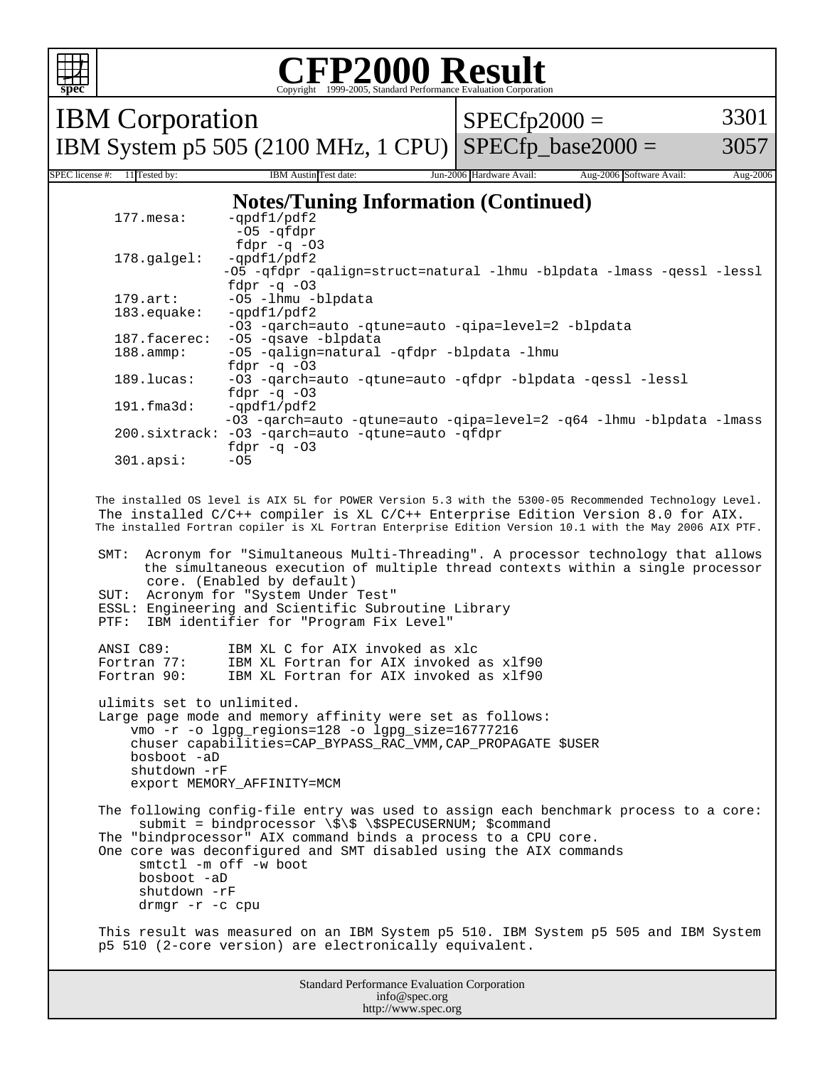# CFP2000 Result

Copyright 1999-2005, Standard Performance Evaluation Corporation

IBM Corporation
IBM System p5 505 (2100 MHz, 1 CPU)

SPECfp2000 = 3301
SPECfp_base2000 = 3057

SPEC license #: 11 Tested by: IBM Austin Test date: Jun-2006 Hardware Avail: Aug-2006 Software Avail: Aug-2006

## Notes/Tuning Information (Continued)

```
177.mesa:      -qpdf1/pdf2
                -O5 -qfdpr
                fdpr -q -O3
178.galgel:    -qpdf1/pdf2
               -O5 -qfdpr -qalign=struct=natural -lhmu -blpdata -lmass -qessl -lessl
               fdpr -q -O3
179.art:       -O5 -lhmu -blpdata
183.equake:    -qpdf1/pdf2
               -O3 -qarch=auto -qtune=auto -qipa=level=2 -blpdata
187.facerec:   -O5 -qsave -blpdata
188.ammp:      -O5 -qalign=natural -qfdpr -blpdata -lhmu
               fdpr -q -O3
189.lucas:     -O3 -qarch=auto -qtune=auto -qfdpr -blpdata -qessl -lessl
               fdpr -q -O3
191.fma3d:     -qpdf1/pdf2
               -O3 -qarch=auto -qtune=auto -qipa=level=2 -q64 -lhmu -blpdata -lmass
200.sixtrack:  -O3 -qarch=auto -qtune=auto -qfdpr
               fdpr -q -O3
301.apsi:      -O5
```

The installed OS level is AIX 5L for POWER Version 5.3 with the 5300-05 Recommended Technology Level.
The installed C/C++ compiler is XL C/C++ Enterprise Edition Version 8.0 for AIX.
The installed Fortran copiler is XL Fortran Enterprise Edition Version 10.1 with the May 2006 AIX PTF.

SMT: Acronym for "Simultaneous Multi-Threading". A processor technology that allows the simultaneous execution of multiple thread contexts within a single processor core. (Enabled by default)
SUT: Acronym for "System Under Test"
ESSL: Engineering and Scientific Subroutine Library
PTF: IBM identifier for "Program Fix Level"

ANSI C89: IBM XL C for AIX invoked as xlc
Fortran 77: IBM XL Fortran for AIX invoked as xlf90
Fortran 90: IBM XL Fortran for AIX invoked as xlf90

ulimits set to unlimited.
Large page mode and memory affinity were set as follows:

```
    vmo -r -o lgpg_regions=128 -o lgpg_size=16777216
    chuser capabilities=CAP_BYPASS_RAC_VMM,CAP_PROPAGATE $USER
    bosboot -aD
    shutdown -rF
    export MEMORY_AFFINITY=MCM
```

The following config-file entry was used to assign each benchmark process to a core:

```
     submit = bindprocessor \$\$ \$SPECUSERNUM; $command
```

The "bindprocessor" AIX command binds a process to a CPU core.
One core was deconfigured and SMT disabled using the AIX commands

```
     smtctl -m off -w boot
     bosboot -aD
     shutdown -rF
     drmgr -r -c cpu
```

This result was measured on an IBM System p5 510. IBM System p5 505 and IBM System p5 510 (2-core version) are electronically equivalent.

Standard Performance Evaluation Corporation
info@spec.org
http://www.spec.org